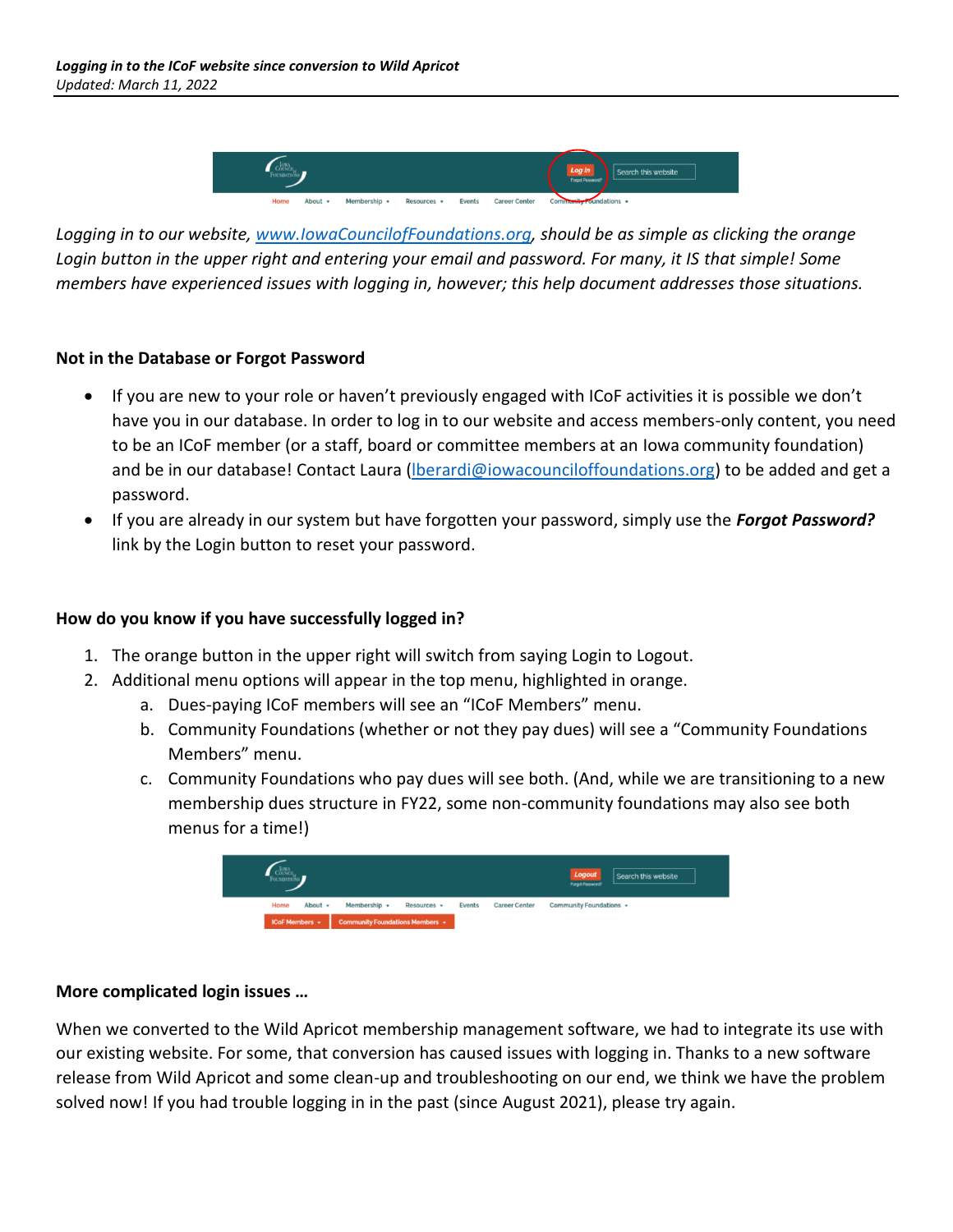***Logging in to the ICoF website since conversion to Wild Apricot***
*Updated: March 11, 2022*

*Logging in to our website, [www.IowaCouncilofFoundations.org](http://www.IowaCouncilofFoundations.org), should be as simple as clicking the orange Login button in the upper right and entering your email and password. For many, it IS that simple! Some members have experienced issues with logging in, however; this help document addresses those situations.*

**Not in the Database or Forgot Password**

- If you are new to your role or haven't previously engaged with ICoF activities it is possible we don't have you in our database. In order to log in to our website and access members-only content, you need to be an ICoF member (or a staff, board or committee members at an Iowa community foundation) and be in our database! Contact Laura ([lberardi@iowacounciloffoundations.org](mailto:lberardi@iowacounciloffoundations.org)) to be added and get a password.
- If you are already in our system but have forgotten your password, simply use the ***Forgot Password?*** link by the Login button to reset your password.

**How do you know if you have successfully logged in?**

1. The orange button in the upper right will switch from saying Login to Logout.
2. Additional menu options will appear in the top menu, highlighted in orange.
   a. Dues-paying ICoF members will see an "ICoF Members" menu.
   b. Community Foundations (whether or not they pay dues) will see a "Community Foundations Members" menu.
   c. Community Foundations who pay dues will see both. (And, while we are transitioning to a new membership dues structure in FY22, some non-community foundations may also see both menus for a time!)

**More complicated login issues …**

When we converted to the Wild Apricot membership management software, we had to integrate its use with our existing website. For some, that conversion has caused issues with logging in. Thanks to a new software release from Wild Apricot and some clean-up and troubleshooting on our end, we think we have the problem solved now! If you had trouble logging in in the past (since August 2021), please try again.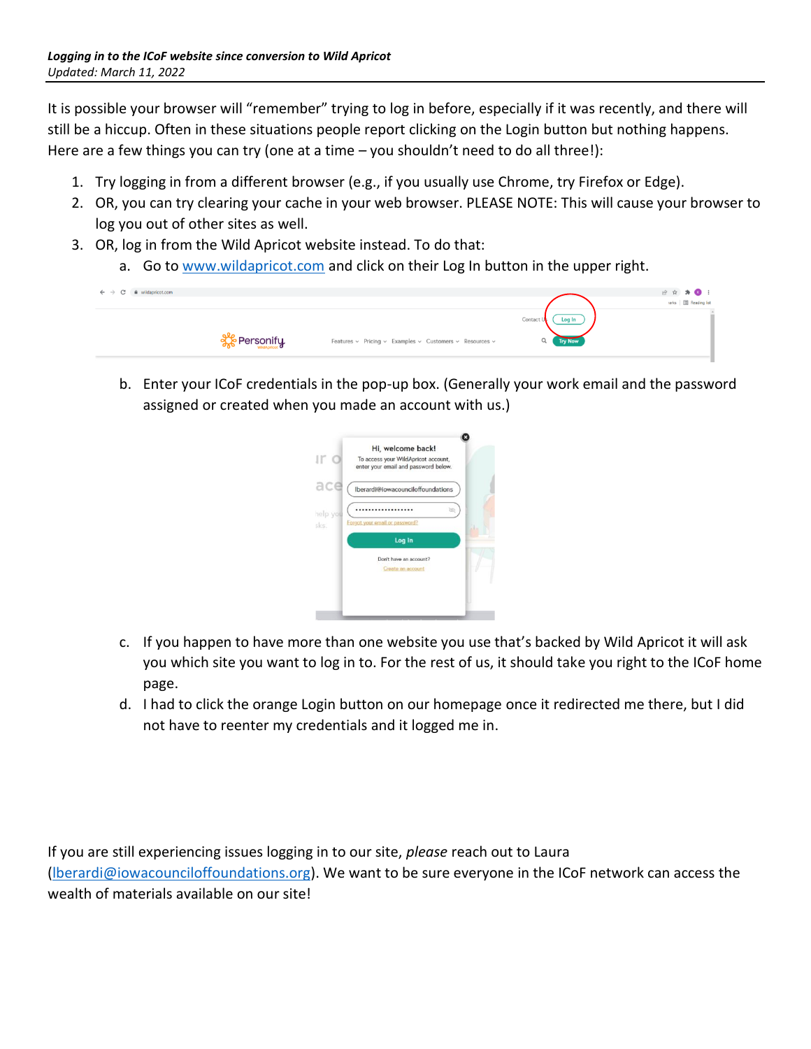*Logging in to the ICoF website since conversion to Wild Apricot*
*Updated: March 11, 2022*

It is possible your browser will "remember" trying to log in before, especially if it was recently, and there will still be a hiccup. Often in these situations people report clicking on the Login button but nothing happens. Here are a few things you can try (one at a time – you shouldn't need to do all three!):

1. Try logging in from a different browser (e.g., if you usually use Chrome, try Firefox or Edge).
2. OR, you can try clearing your cache in your web browser. PLEASE NOTE: This will cause your browser to log you out of other sites as well.
3. OR, log in from the Wild Apricot website instead. To do that:
   a. Go to www.wildapricot.com and click on their Log In button in the upper right.
   b. Enter your ICoF credentials in the pop-up box. (Generally your work email and the password assigned or created when you made an account with us.)
   c. If you happen to have more than one website you use that's backed by Wild Apricot it will ask you which site you want to log in to. For the rest of us, it should take you right to the ICoF home page.
   d. I had to click the orange Login button on our homepage once it redirected me there, but I did not have to reenter my credentials and it logged me in.

If you are still experiencing issues logging in to our site, *please* reach out to Laura (lberardi@iowacounciloffoundations.org). We want to be sure everyone in the ICoF network can access the wealth of materials available on our site!